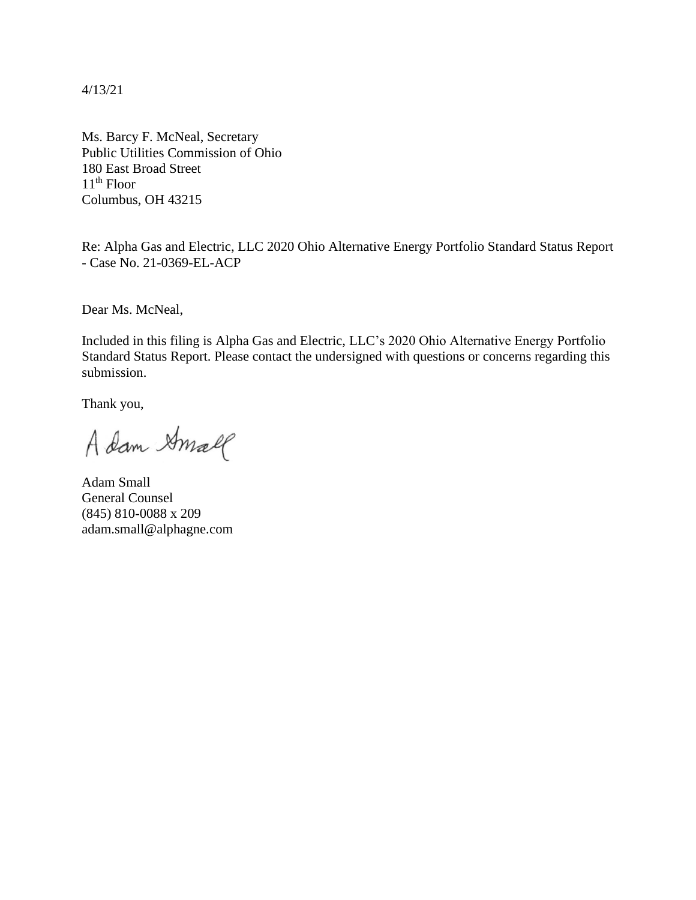4/13/21

Ms. Barcy F. McNeal, Secretary
Public Utilities Commission of Ohio
180 East Broad Street
11th Floor
Columbus, OH 43215

Re: Alpha Gas and Electric, LLC 2020 Ohio Alternative Energy Portfolio Standard Status Report - Case No. 21-0369-EL-ACP

Dear Ms. McNeal,

Included in this filing is Alpha Gas and Electric, LLC's 2020 Ohio Alternative Energy Portfolio Standard Status Report. Please contact the undersigned with questions or concerns regarding this submission.

Thank you,

Adam Small

Adam Small
General Counsel
(845) 810-0088 x 209
adam.small@alphagne.com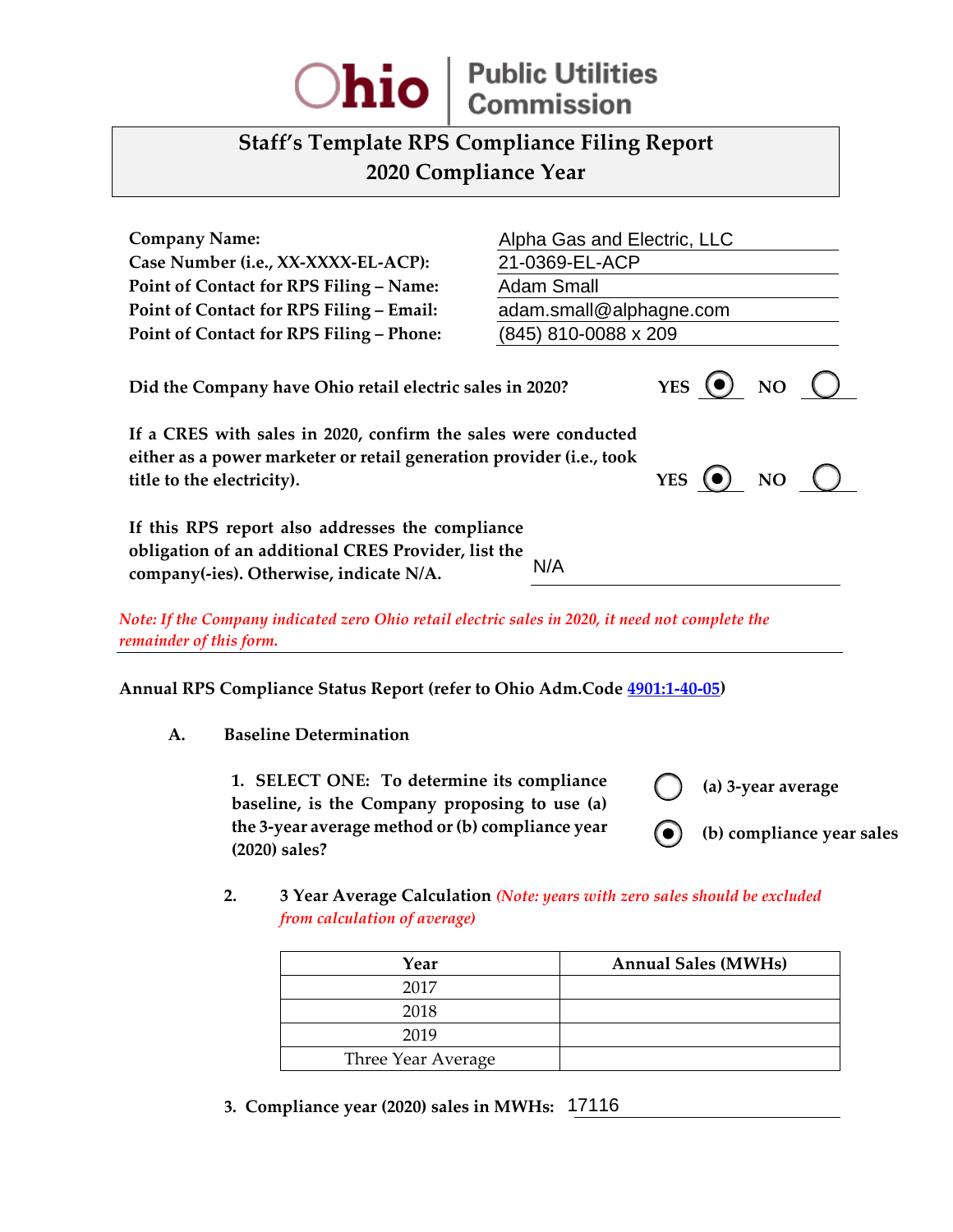Ohio | Public Utilities Commission

# Staff's Template RPS Compliance Filing Report
## 2020 Compliance Year

**Company Name:** Alpha Gas and Electric, LLC
**Case Number (i.e., XX-XXXX-EL-ACP):** 21-0369-EL-ACP
**Point of Contact for RPS Filing – Name:** Adam Small
**Point of Contact for RPS Filing – Email:** adam.small@alphagne.com
**Point of Contact for RPS Filing – Phone:** (845) 810-0088 x 209

**Did the Company have Ohio retail electric sales in 2020?** YES (●) NO ( )

**If a CRES with sales in 2020, confirm the sales were conducted either as a power marketer or retail generation provider (i.e., took title to the electricity).** YES (●) NO ( )

**If this RPS report also addresses the compliance obligation of an additional CRES Provider, list the company(-ies). Otherwise, indicate N/A.** N/A

*Note: If the Company indicated zero Ohio retail electric sales in 2020, it need not complete the remainder of this form.*

**Annual RPS Compliance Status Report (refer to Ohio Adm.Code 4901:1-40-05)**

**A. Baseline Determination**

1. **SELECT ONE: To determine its compliance baseline, is the Company proposing to use (a) the 3-year average method or (b) compliance year (2020) sales?**

   ( ) **(a) 3-year average**

   (●) **(b) compliance year sales**

2. **3 Year Average Calculation** *(Note: years with zero sales should be excluded from calculation of average)*

| Year | Annual Sales (MWHs) |
|---|---|
| 2017 | |
| 2018 | |
| 2019 | |
| Three Year Average | |

3. **Compliance year (2020) sales in MWHs:** 17116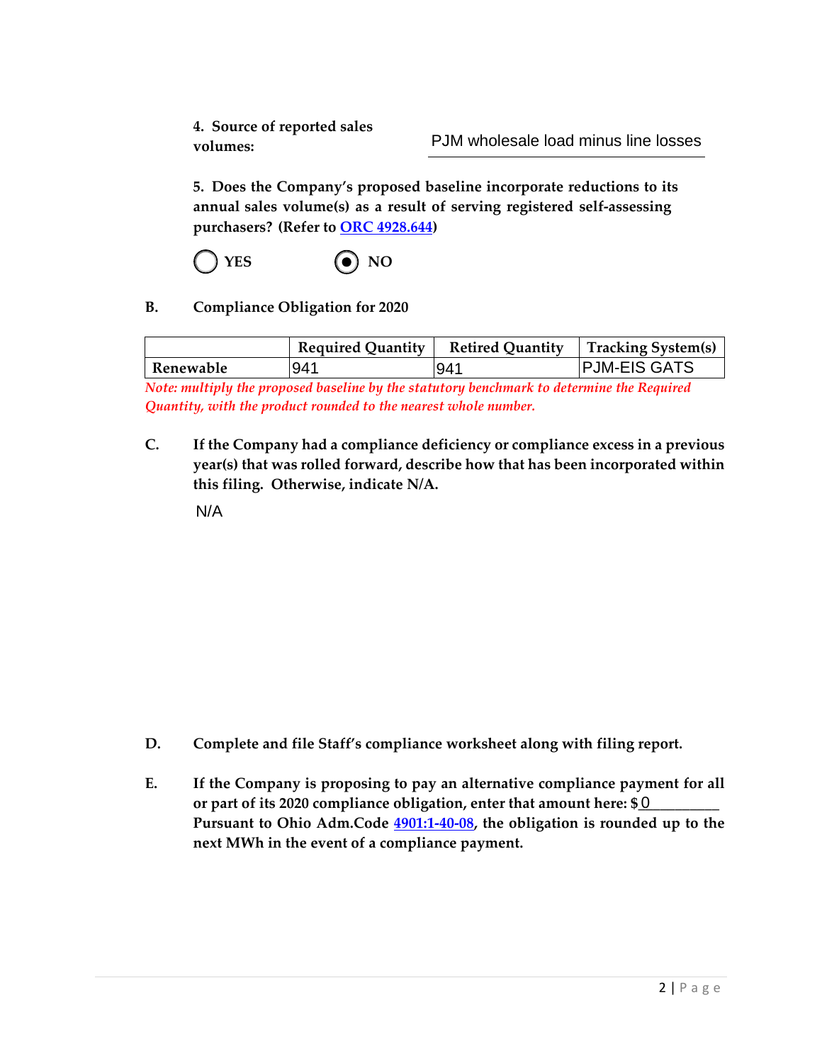**4. Source of reported sales volumes:** PJM wholesale load minus line losses

**5. Does the Company's proposed baseline incorporate reductions to its annual sales volume(s) as a result of serving registered self-assessing purchasers? (Refer to [ORC 4928.644])**

○ YES ◉ NO

**B. Compliance Obligation for 2020**

| | Required Quantity | Retired Quantity | Tracking System(s) |
|---|---|---|---|
| Renewable | 941 | 941 | PJM-EIS GATS |

*Note: multiply the proposed baseline by the statutory benchmark to determine the Required Quantity, with the product rounded to the nearest whole number.*

**C. If the Company had a compliance deficiency or compliance excess in a previous year(s) that was rolled forward, describe how that has been incorporated within this filing. Otherwise, indicate N/A.**

N/A

**D. Complete and file Staff's compliance worksheet along with filing report.**

**E. If the Company is proposing to pay an alternative compliance payment for all or part of its 2020 compliance obligation, enter that amount here: $**0 **Pursuant to Ohio Adm.Code [4901:1-40-08], the obligation is rounded up to the next MWh in the event of a compliance payment.**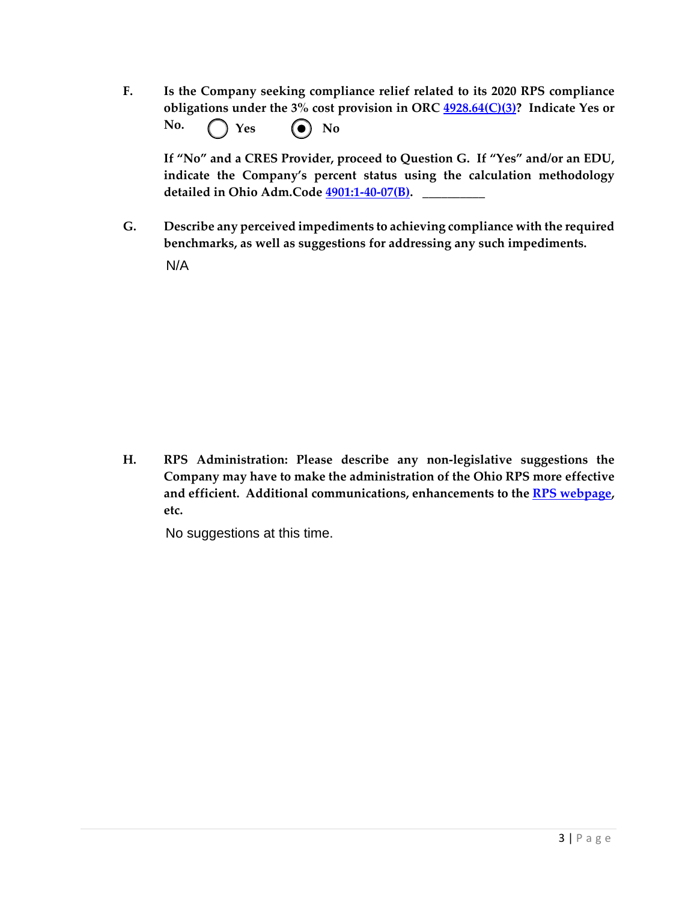**F.** **Is the Company seeking compliance relief related to its 2020 RPS compliance obligations under the 3% cost provision in ORC [4928.64(C)(3)](#)? Indicate Yes or No.** ○ **Yes** ◉ **No**

**If "No" and a CRES Provider, proceed to Question G. If "Yes" and/or an EDU, indicate the Company's percent status using the calculation methodology detailed in Ohio Adm.Code [4901:1-40-07(B)](#).** __________

**G.** **Describe any perceived impediments to achieving compliance with the required benchmarks, as well as suggestions for addressing any such impediments.**

N/A

**H.** **RPS Administration: Please describe any non-legislative suggestions the Company may have to make the administration of the Ohio RPS more effective and efficient. Additional communications, enhancements to the [RPS webpage](#), etc.**

No suggestions at this time.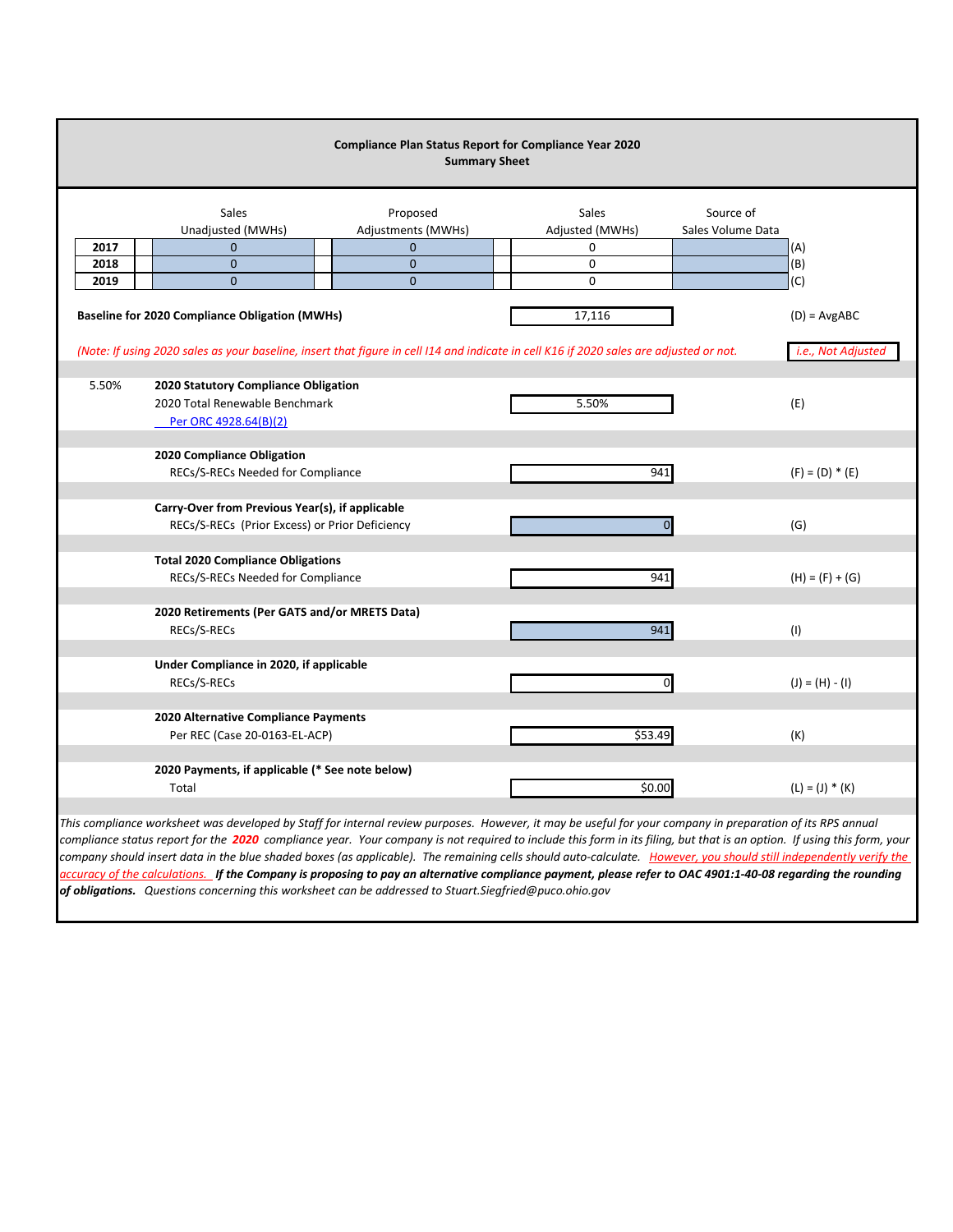**Compliance Plan Status Report for Compliance Year 2020**
**Summary Sheet**

| | Sales Unadjusted (MWHs) | Proposed Adjustments (MWHs) | Sales Adjusted (MWHs) | Source of Sales Volume Data | |
|---|---|---|---|---|---|
| **2017** | 0 | 0 | 0 | | (A) |
| **2018** | 0 | 0 | 0 | | (B) |
| **2019** | 0 | 0 | 0 | | (C) |

| | | | |
|---|---|---|---|
| | **Baseline for 2020 Compliance Obligation (MWHs)** | 17,116 | (D) = AvgABC |

*(Note: If using 2020 sales as your baseline, insert that figure in cell I14 and indicate in cell K16 if 2020 sales are adjusted or not.* *i.e., Not Adjusted*

| | | | |
|---|---|---|---|
| 5.50% | **2020 Statutory Compliance Obligation**<br>2020 Total Renewable Benchmark<br>Per ORC 4928.64(B)(2) | 5.50% | (E) |
| | **2020 Compliance Obligation**<br>RECs/S-RECs Needed for Compliance | 941 | (F) = (D) * (E) |
| | **Carry-Over from Previous Year(s), if applicable**<br>RECs/S-RECs (Prior Excess) or Prior Deficiency | 0 | (G) |
| | **Total 2020 Compliance Obligations**<br>RECs/S-RECs Needed for Compliance | 941 | (H) = (F) + (G) |
| | **2020 Retirements (Per GATS and/or MRETS Data)**<br>RECs/S-RECs | 941 | (I) |
| | **Under Compliance in 2020, if applicable**<br>RECs/S-RECs | 0 | (J) = (H) - (I) |
| | **2020 Alternative Compliance Payments**<br>Per REC (Case 20-0163-EL-ACP) | $53.49 | (K) |
| | **2020 Payments, if applicable (* See note below)**<br>Total | $0.00 | (L) = (J) * (K) |

*This compliance worksheet was developed by Staff for internal review purposes. However, it may be useful for your company in preparation of its RPS annual compliance status report for the* ***2020*** *compliance year. Your company is not required to include this form in its filing, but that is an option. If using this form, your company should insert data in the blue shaded boxes (as applicable). The remaining cells should auto-calculate.* *However, you should still independently verify the accuracy of the calculations.* ***If the Company is proposing to pay an alternative compliance payment, please refer to OAC 4901:1-40-08 regarding the rounding of obligations.*** *Questions concerning this worksheet can be addressed to Stuart.Siegfried@puco.ohio.gov*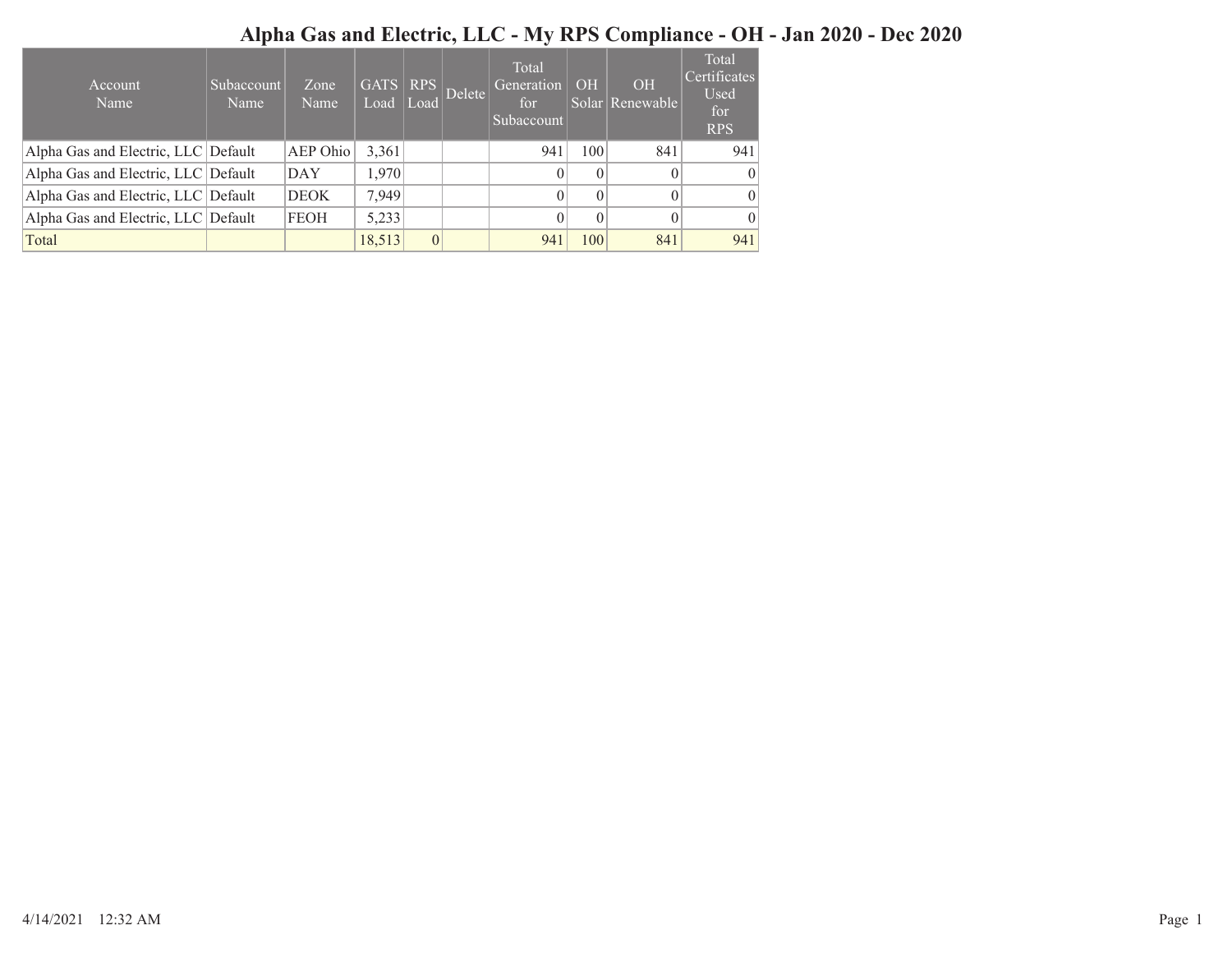# Alpha Gas and Electric, LLC - My RPS Compliance - OH - Jan 2020 - Dec 2020

| Account Name | Subaccount Name | Zone Name | GATS Load | RPS Load | Delete | Total Generation for Subaccount | OH Solar | OH Renewable | Total Certificates Used for RPS |
|---|---|---|---|---|---|---|---|---|---|
| Alpha Gas and Electric, LLC | Default | AEP Ohio | 3,361 | | | 941 | 100 | 841 | 941 |
| Alpha Gas and Electric, LLC | Default | DAY | 1,970 | | | 0 | 0 | 0 | 0 |
| Alpha Gas and Electric, LLC | Default | DEOK | 7,949 | | | 0 | 0 | 0 | 0 |
| Alpha Gas and Electric, LLC | Default | FEOH | 5,233 | | | 0 | 0 | 0 | 0 |
| Total | | | 18,513 | 0 | | 941 | 100 | 841 | 941 |

4/14/2021 12:32 AM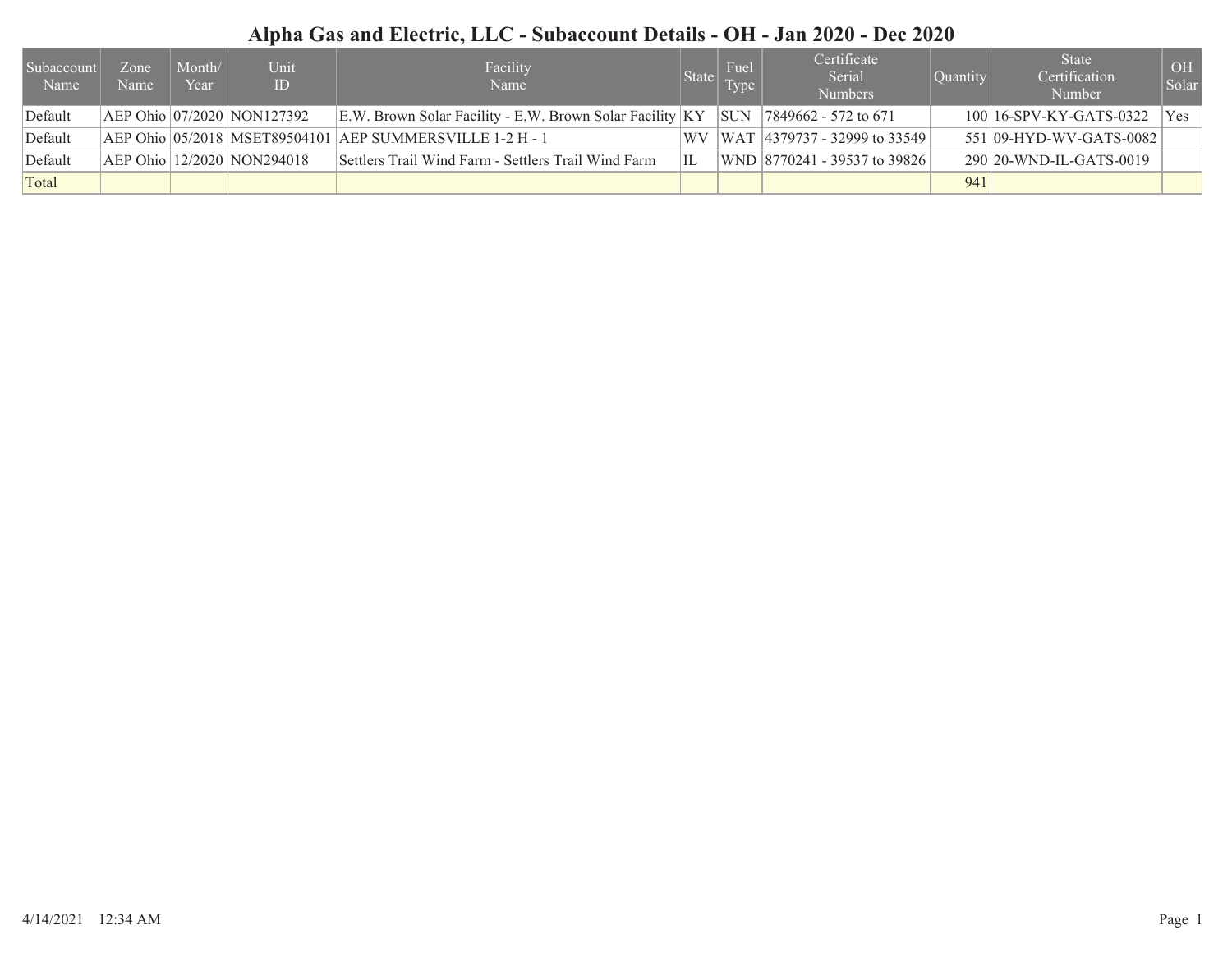# Alpha Gas and Electric, LLC - Subaccount Details - OH - Jan 2020 - Dec 2020

| Subaccount Name | Zone Name | Month/ Year | Unit ID | Facility Name | State | Fuel Type | Certificate Serial Numbers | Quantity | State Certification Number | OH Solar |
|---|---|---|---|---|---|---|---|---|---|---|
| Default | AEP Ohio | 07/2020 | NON127392 | E.W. Brown Solar Facility - E.W. Brown Solar Facility | KY | SUN | 7849662 - 572 to 671 | 100 | 16-SPV-KY-GATS-0322 | Yes |
| Default | AEP Ohio | 05/2018 | MSET89504101 | AEP SUMMERSVILLE 1-2 H - 1 | WV | WAT | 4379737 - 32999 to 33549 | 551 | 09-HYD-WV-GATS-0082 | |
| Default | AEP Ohio | 12/2020 | NON294018 | Settlers Trail Wind Farm - Settlers Trail Wind Farm | IL | WND | 8770241 - 39537 to 39826 | 290 | 20-WND-IL-GATS-0019 | |
| Total | | | | | | | | 941 | | |

4/14/2021 12:34 AM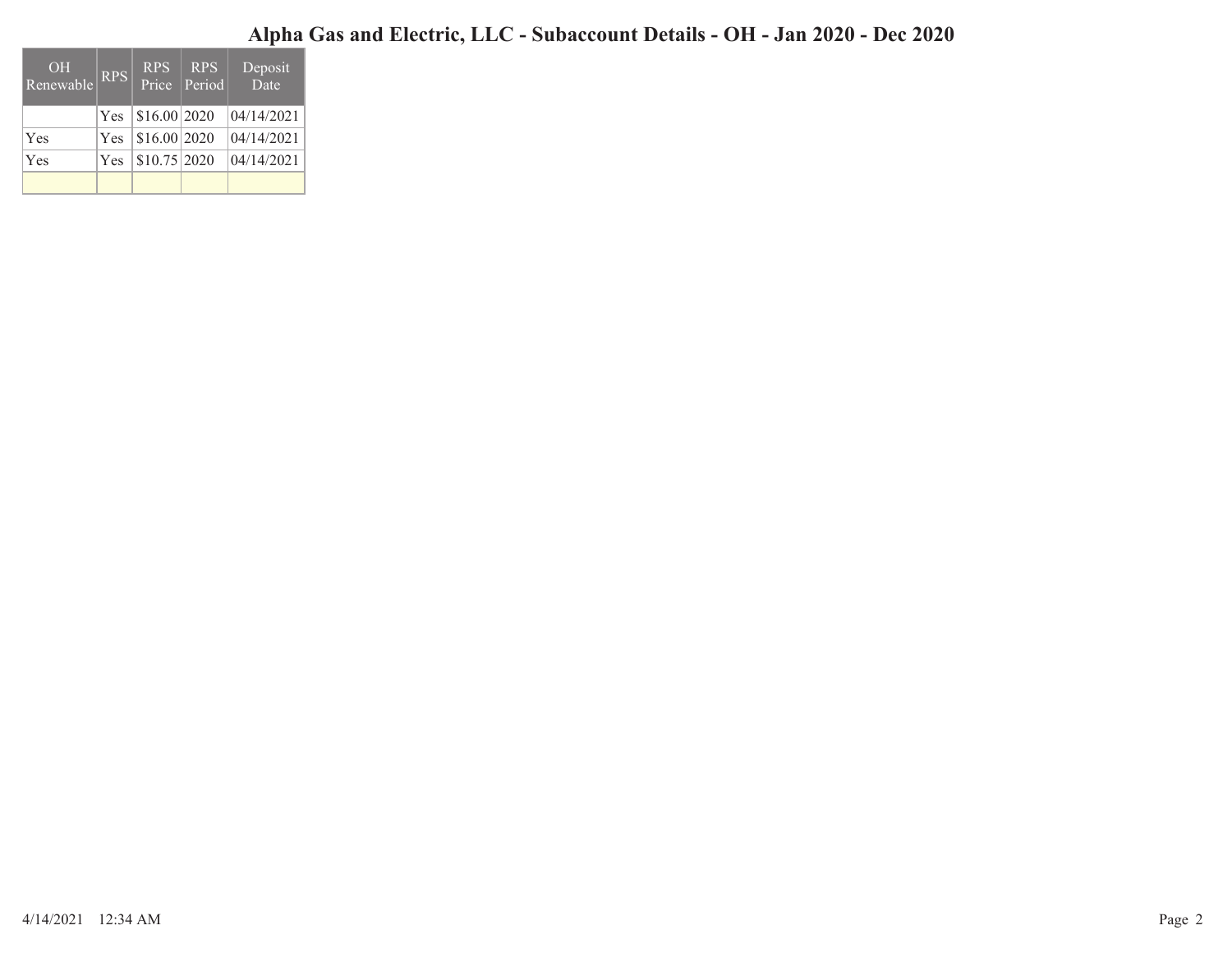# Alpha Gas and Electric, LLC - Subaccount Details - OH - Jan 2020 - Dec 2020

| OH Renewable | RPS | RPS Price | RPS Period | Deposit Date |
|---|---|---|---|---|
| | Yes | $16.00 | 2020 | 04/14/2021 |
| Yes | Yes | $16.00 | 2020 | 04/14/2021 |
| Yes | Yes | $10.75 | 2020 | 04/14/2021 |
| | | | | |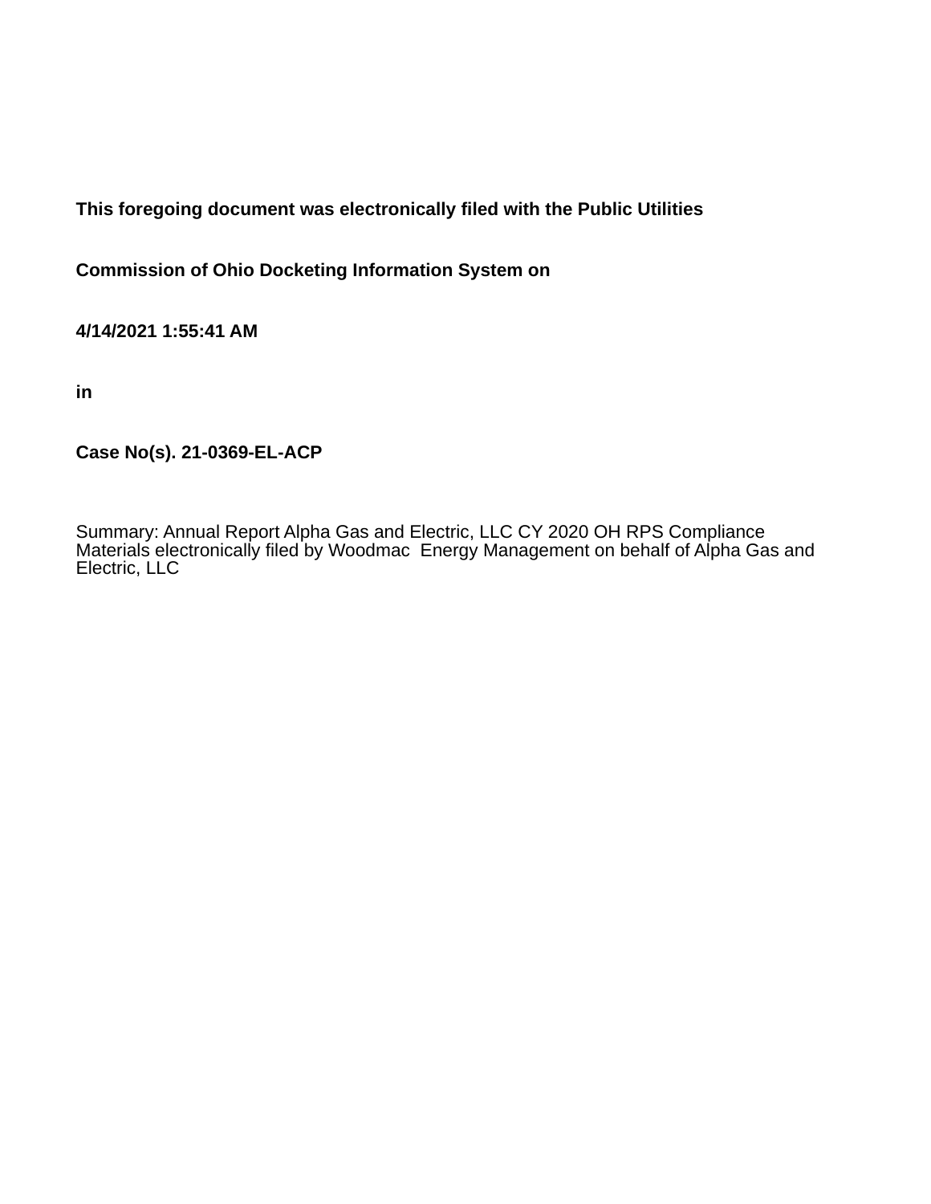**This foregoing document was electronically filed with the Public Utilities**

**Commission of Ohio Docketing Information System on**

**4/14/2021 1:55:41 AM**

**in**

**Case No(s). 21-0369-EL-ACP**

Summary: Annual Report Alpha Gas and Electric, LLC CY 2020 OH RPS Compliance Materials electronically filed by Woodmac Energy Management on behalf of Alpha Gas and Electric, LLC